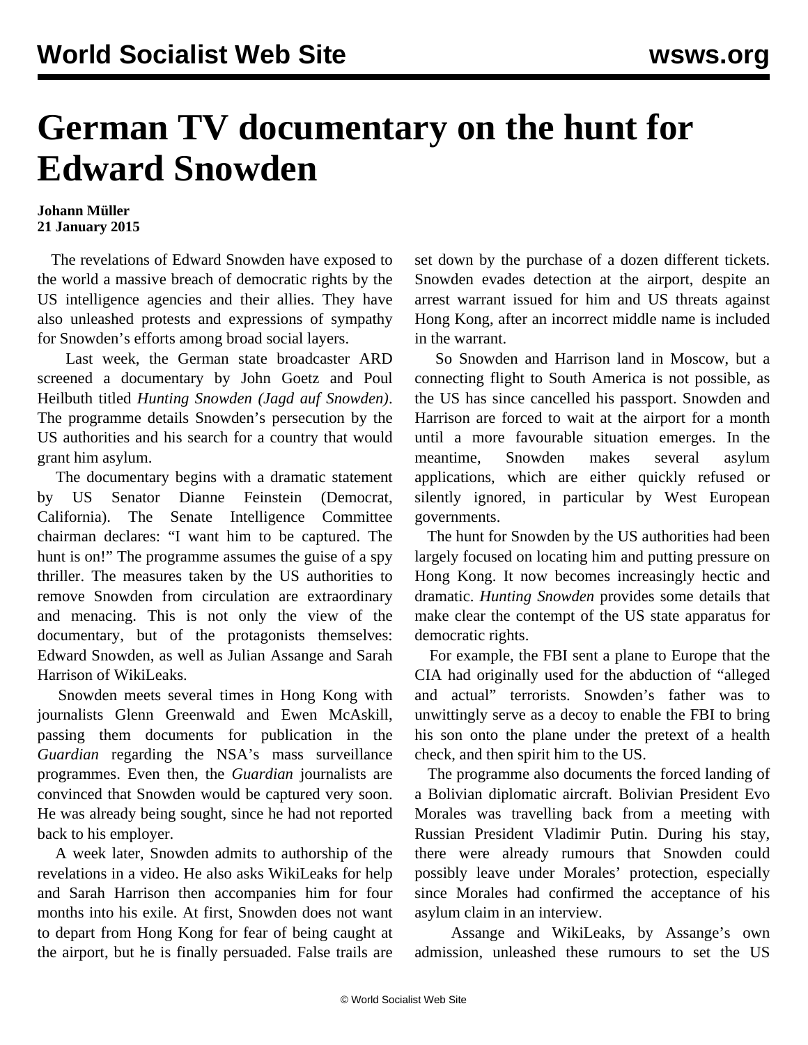# German TV documentary on the hunt for Edward Snowden

**Johann Müller**
**21 January 2015**

The revelations of Edward Snowden have exposed to the world a massive breach of democratic rights by the US intelligence agencies and their allies. They have also unleashed protests and expressions of sympathy for Snowden's efforts among broad social layers.

Last week, the German state broadcaster ARD screened a documentary by John Goetz and Poul Heilbuth titled *Hunting Snowden (Jagd auf Snowden)*. The programme details Snowden's persecution by the US authorities and his search for a country that would grant him asylum.

The documentary begins with a dramatic statement by US Senator Dianne Feinstein (Democrat, California). The Senate Intelligence Committee chairman declares: "I want him to be captured. The hunt is on!" The programme assumes the guise of a spy thriller. The measures taken by the US authorities to remove Snowden from circulation are extraordinary and menacing. This is not only the view of the documentary, but of the protagonists themselves: Edward Snowden, as well as Julian Assange and Sarah Harrison of WikiLeaks.

Snowden meets several times in Hong Kong with journalists Glenn Greenwald and Ewen McAskill, passing them documents for publication in the *Guardian* regarding the NSA's mass surveillance programmes. Even then, the *Guardian* journalists are convinced that Snowden would be captured very soon. He was already being sought, since he had not reported back to his employer.

A week later, Snowden admits to authorship of the revelations in a video. He also asks WikiLeaks for help and Sarah Harrison then accompanies him for four months into his exile. At first, Snowden does not want to depart from Hong Kong for fear of being caught at the airport, but he is finally persuaded. False trails are set down by the purchase of a dozen different tickets. Snowden evades detection at the airport, despite an arrest warrant issued for him and US threats against Hong Kong, after an incorrect middle name is included in the warrant.

So Snowden and Harrison land in Moscow, but a connecting flight to South America is not possible, as the US has since cancelled his passport. Snowden and Harrison are forced to wait at the airport for a month until a more favourable situation emerges. In the meantime, Snowden makes several asylum applications, which are either quickly refused or silently ignored, in particular by West European governments.

The hunt for Snowden by the US authorities had been largely focused on locating him and putting pressure on Hong Kong. It now becomes increasingly hectic and dramatic. *Hunting Snowden* provides some details that make clear the contempt of the US state apparatus for democratic rights.

For example, the FBI sent a plane to Europe that the CIA had originally used for the abduction of "alleged and actual" terrorists. Snowden's father was to unwittingly serve as a decoy to enable the FBI to bring his son onto the plane under the pretext of a health check, and then spirit him to the US.

The programme also documents the forced landing of a Bolivian diplomatic aircraft. Bolivian President Evo Morales was travelling back from a meeting with Russian President Vladimir Putin. During his stay, there were already rumours that Snowden could possibly leave under Morales' protection, especially since Morales had confirmed the acceptance of his asylum claim in an interview.

Assange and WikiLeaks, by Assange's own admission, unleashed these rumours to set the US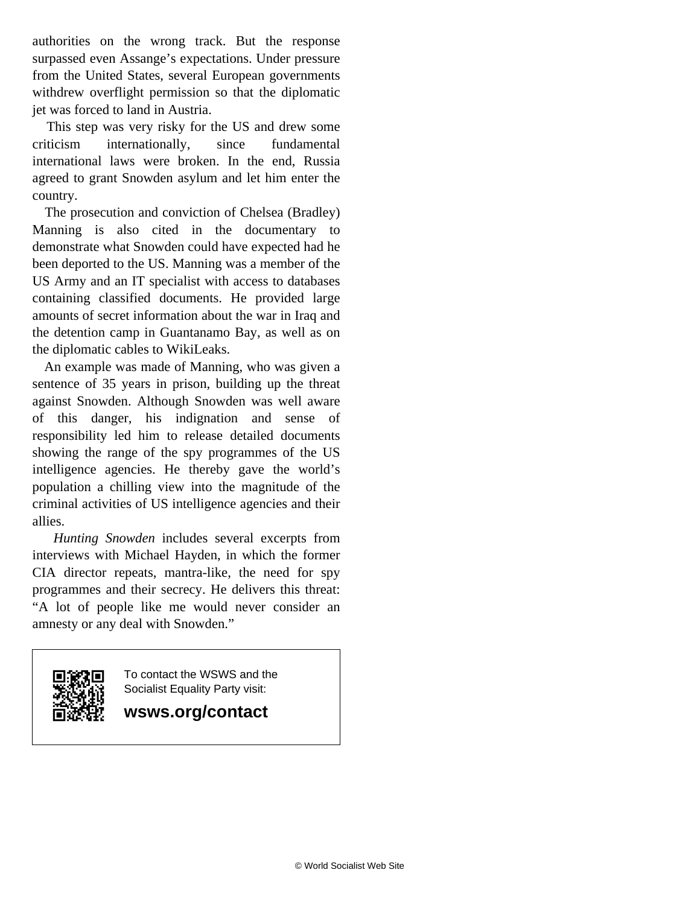authorities on the wrong track. But the response surpassed even Assange's expectations. Under pressure from the United States, several European governments withdrew overflight permission so that the diplomatic jet was forced to land in Austria.

This step was very risky for the US and drew some criticism internationally, since fundamental international laws were broken. In the end, Russia agreed to grant Snowden asylum and let him enter the country.

The prosecution and conviction of Chelsea (Bradley) Manning is also cited in the documentary to demonstrate what Snowden could have expected had he been deported to the US. Manning was a member of the US Army and an IT specialist with access to databases containing classified documents. He provided large amounts of secret information about the war in Iraq and the detention camp in Guantanamo Bay, as well as on the diplomatic cables to WikiLeaks.

An example was made of Manning, who was given a sentence of 35 years in prison, building up the threat against Snowden. Although Snowden was well aware of this danger, his indignation and sense of responsibility led him to release detailed documents showing the range of the spy programmes of the US intelligence agencies. He thereby gave the world's population a chilling view into the magnitude of the criminal activities of US intelligence agencies and their allies.

*Hunting Snowden* includes several excerpts from interviews with Michael Hayden, in which the former CIA director repeats, mantra-like, the need for spy programmes and their secrecy. He delivers this threat: "A lot of people like me would never consider an amnesty or any deal with Snowden."

To contact the WSWS and the Socialist Equality Party visit:

**wsws.org/contact**